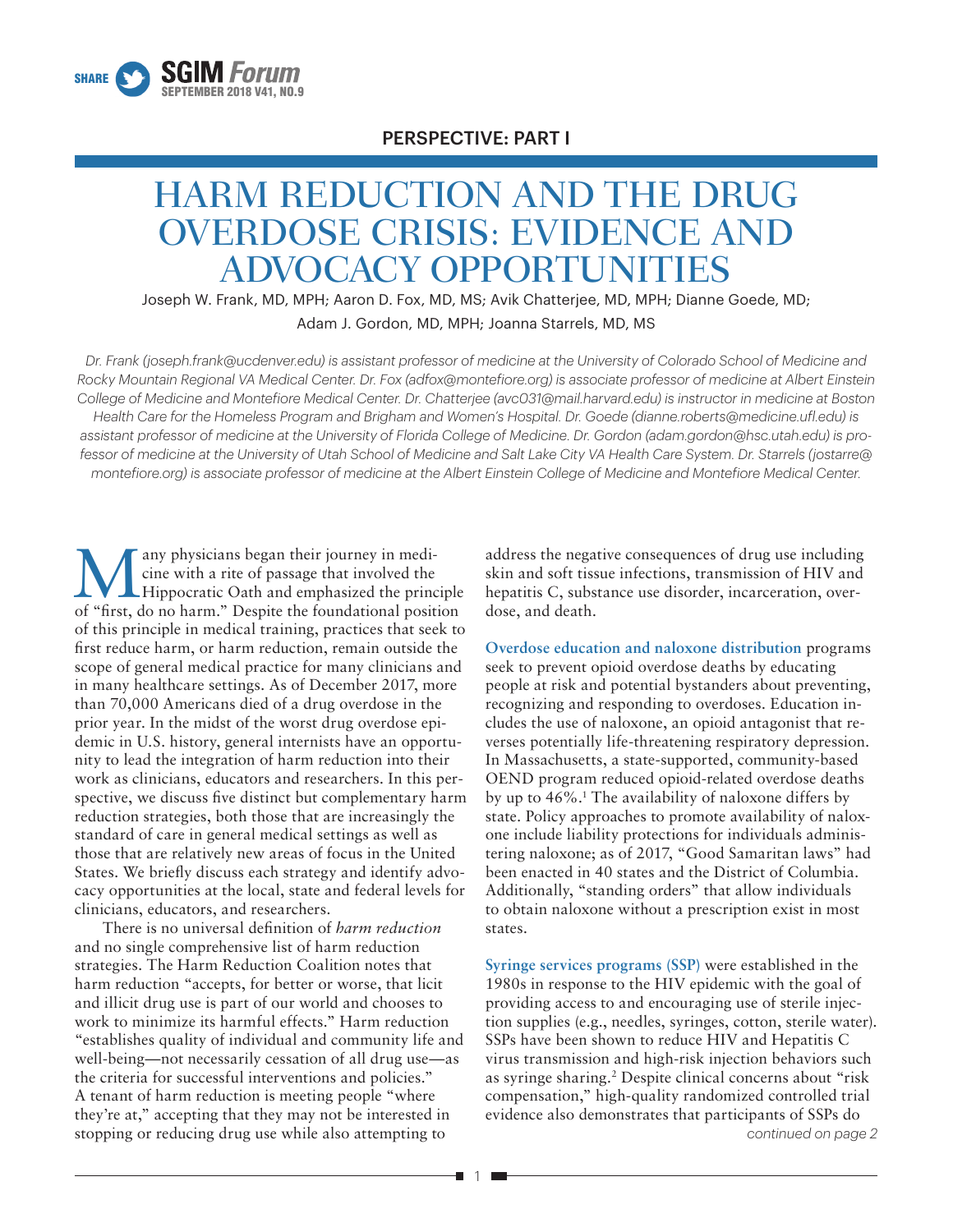PERSPECTIVE: PART I

# HARM REDUCTION AND THE DRUG OVERDOSE CRISIS: EVIDENCE AND ADVOCACY OPPORTUNITIES

Joseph W. Frank, MD, MPH; Aaron D. Fox, MD, MS; Avik Chatterjee, MD, MPH; Dianne Goede, MD; Adam J. Gordon, MD, MPH; Joanna Starrels, MD, MS

*Dr. Frank (joseph.frank@ucdenver.edu) is assistant professor of medicine at the University of Colorado School of Medicine and Rocky Mountain Regional VA Medical Center. Dr. Fox (adfox@montefiore.org) is associate professor of medicine at Albert Einstein College of Medicine and Montefiore Medical Center. Dr. Chatterjee (avc031@mail.harvard.edu) is instructor in medicine at Boston Health Care for the Homeless Program and Brigham and Women's Hospital. Dr. Goede (dianne.roberts@medicine.ufl.edu) is assistant professor of medicine at the University of Florida College of Medicine. Dr. Gordon (adam.gordon@hsc.utah.edu) is professor of medicine at the University of Utah School of Medicine and Salt Lake City VA Health Care System. Dr. Starrels (jostarre@montefiore.org) is associate professor of medicine at the Albert Einstein College of Medicine and Montefiore Medical Center.*

Many physicians began their journey in medicine with a rite of passage that involved the Hippocratic Oath and emphasized the principle of "first, do no harm." Despite the foundational position of this principle in medical training, practices that seek to first reduce harm, or harm reduction, remain outside the scope of general medical practice for many clinicians and in many healthcare settings. As of December 2017, more than 70,000 Americans died of a drug overdose in the prior year. In the midst of the worst drug overdose epidemic in U.S. history, general internists have an opportunity to lead the integration of harm reduction into their work as clinicians, educators and researchers. In this perspective, we discuss five distinct but complementary harm reduction strategies, both those that are increasingly the standard of care in general medical settings as well as those that are relatively new areas of focus in the United States. We briefly discuss each strategy and identify advocacy opportunities at the local, state and federal levels for clinicians, educators, and researchers.

There is no universal definition of *harm reduction* and no single comprehensive list of harm reduction strategies. The Harm Reduction Coalition notes that harm reduction "accepts, for better or worse, that licit and illicit drug use is part of our world and chooses to work to minimize its harmful effects." Harm reduction "establishes quality of individual and community life and well-being—not necessarily cessation of all drug use—as the criteria for successful interventions and policies." A tenant of harm reduction is meeting people "where they're at," accepting that they may not be interested in stopping or reducing drug use while also attempting to address the negative consequences of drug use including skin and soft tissue infections, transmission of HIV and hepatitis C, substance use disorder, incarceration, overdose, and death.

**Overdose education and naloxone distribution** programs seek to prevent opioid overdose deaths by educating people at risk and potential bystanders about preventing, recognizing and responding to overdoses. Education includes the use of naloxone, an opioid antagonist that reverses potentially life-threatening respiratory depression. In Massachusetts, a state-supported, community-based OEND program reduced opioid-related overdose deaths by up to 46%.[1] The availability of naloxone differs by state. Policy approaches to promote availability of naloxone include liability protections for individuals administering naloxone; as of 2017, "Good Samaritan laws" had been enacted in 40 states and the District of Columbia. Additionally, "standing orders" that allow individuals to obtain naloxone without a prescription exist in most states.

**Syringe services programs (SSP)** were established in the 1980s in response to the HIV epidemic with the goal of providing access to and encouraging use of sterile injection supplies (e.g., needles, syringes, cotton, sterile water). SSPs have been shown to reduce HIV and Hepatitis C virus transmission and high-risk injection behaviors such as syringe sharing.[2] Despite clinical concerns about "risk compensation," high-quality randomized controlled trial evidence also demonstrates that participants of SSPs do

*continued on page 2*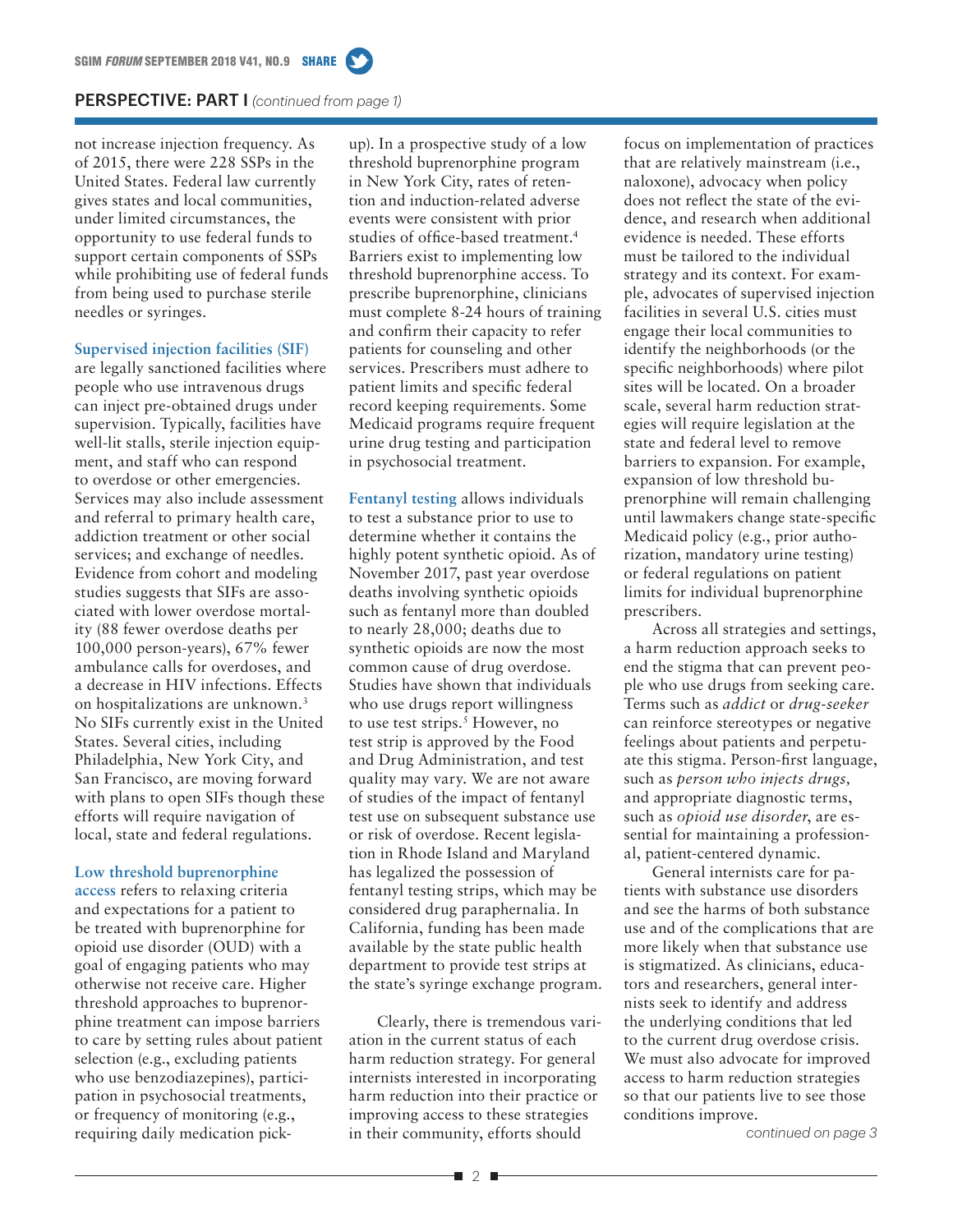## PERSPECTIVE: PART I *(continued from page 1)*

not increase injection frequency. As of 2015, there were 228 SSPs in the United States. Federal law currently gives states and local communities, under limited circumstances, the opportunity to use federal funds to support certain components of SSPs while prohibiting use of federal funds from being used to purchase sterile needles or syringes.

**Supervised injection facilities (SIF)** are legally sanctioned facilities where people who use intravenous drugs can inject pre-obtained drugs under supervision. Typically, facilities have well-lit stalls, sterile injection equipment, and staff who can respond to overdose or other emergencies. Services may also include assessment and referral to primary health care, addiction treatment or other social services; and exchange of needles. Evidence from cohort and modeling studies suggests that SIFs are associated with lower overdose mortality (88 fewer overdose deaths per 100,000 person-years), 67% fewer ambulance calls for overdoses, and a decrease in HIV infections. Effects on hospitalizations are unknown.[3] No SIFs currently exist in the United States. Several cities, including Philadelphia, New York City, and San Francisco, are moving forward with plans to open SIFs though these efforts will require navigation of local, state and federal regulations.

**Low threshold buprenorphine access** refers to relaxing criteria and expectations for a patient to be treated with buprenorphine for opioid use disorder (OUD) with a goal of engaging patients who may otherwise not receive care. Higher threshold approaches to buprenorphine treatment can impose barriers to care by setting rules about patient selection (e.g., excluding patients who use benzodiazepines), participation in psychosocial treatments, or frequency of monitoring (e.g., requiring daily medication pick-up). In a prospective study of a low threshold buprenorphine program in New York City, rates of retention and induction-related adverse events were consistent with prior studies of office-based treatment.[4] Barriers exist to implementing low threshold buprenorphine access. To prescribe buprenorphine, clinicians must complete 8-24 hours of training and confirm their capacity to refer patients for counseling and other services. Prescribers must adhere to patient limits and specific federal record keeping requirements. Some Medicaid programs require frequent urine drug testing and participation in psychosocial treatment.

**Fentanyl testing** allows individuals to test a substance prior to use to determine whether it contains the highly potent synthetic opioid. As of November 2017, past year overdose deaths involving synthetic opioids such as fentanyl more than doubled to nearly 28,000; deaths due to synthetic opioids are now the most common cause of drug overdose. Studies have shown that individuals who use drugs report willingness to use test strips.[5] However, no test strip is approved by the Food and Drug Administration, and test quality may vary. We are not aware of studies of the impact of fentanyl test use on subsequent substance use or risk of overdose. Recent legislation in Rhode Island and Maryland has legalized the possession of fentanyl testing strips, which may be considered drug paraphernalia. In California, funding has been made available by the state public health department to provide test strips at the state's syringe exchange program.

Clearly, there is tremendous variation in the current status of each harm reduction strategy. For general internists interested in incorporating harm reduction into their practice or improving access to these strategies in their community, efforts should focus on implementation of practices that are relatively mainstream (i.e., naloxone), advocacy when policy does not reflect the state of the evidence, and research when additional evidence is needed. These efforts must be tailored to the individual strategy and its context. For example, advocates of supervised injection facilities in several U.S. cities must engage their local communities to identify the neighborhoods (or the specific neighborhoods) where pilot sites will be located. On a broader scale, several harm reduction strategies will require legislation at the state and federal level to remove barriers to expansion. For example, expansion of low threshold buprenorphine will remain challenging until lawmakers change state-specific Medicaid policy (e.g., prior authorization, mandatory urine testing) or federal regulations on patient limits for individual buprenorphine prescribers.

Across all strategies and settings, a harm reduction approach seeks to end the stigma that can prevent people who use drugs from seeking care. Terms such as *addict* or *drug-seeker* can reinforce stereotypes or negative feelings about patients and perpetuate this stigma. Person-first language, such as *person who injects drugs,* and appropriate diagnostic terms, such as *opioid use disorder*, are essential for maintaining a professional, patient-centered dynamic.

General internists care for patients with substance use disorders and see the harms of both substance use and of the complications that are more likely when that substance use is stigmatized. As clinicians, educators and researchers, general internists seek to identify and address the underlying conditions that led to the current drug overdose crisis. We must also advocate for improved access to harm reduction strategies so that our patients live to see those conditions improve.

*continued on page 3*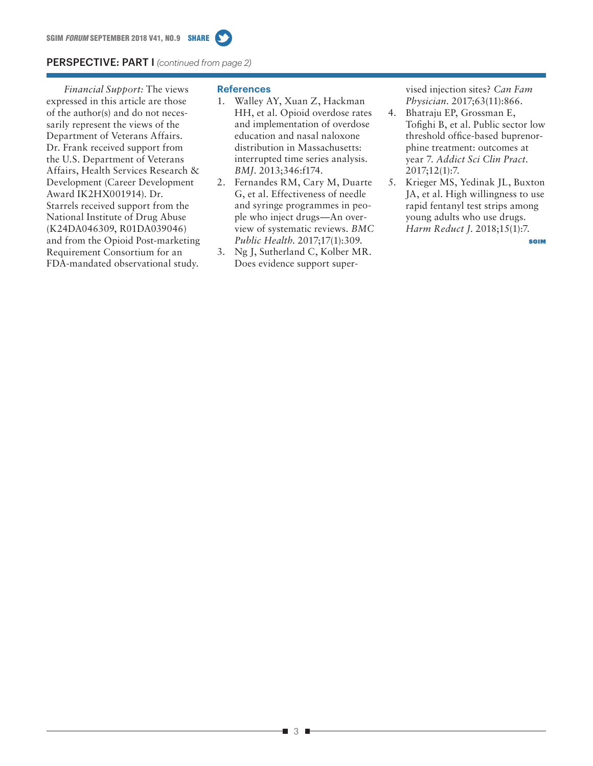## PERSPECTIVE: PART I *(continued from page 2)*

*Financial Support:* The views expressed in this article are those of the author(s) and do not necessarily represent the views of the Department of Veterans Affairs. Dr. Frank received support from the U.S. Department of Veterans Affairs, Health Services Research & Development (Career Development Award IK2HX001914). Dr. Starrels received support from the National Institute of Drug Abuse (K24DA046309, R01DA039046) and from the Opioid Post-marketing Requirement Consortium for an FDA-mandated observational study.

### References

1. Walley AY, Xuan Z, Hackman HH, et al. Opioid overdose rates and implementation of overdose education and nasal naloxone distribution in Massachusetts: interrupted time series analysis. *BMJ*. 2013;346:f174.
2. Fernandes RM, Cary M, Duarte G, et al. Effectiveness of needle and syringe programmes in people who inject drugs—An overview of systematic reviews. *BMC Public Health*. 2017;17(1):309.
3. Ng J, Sutherland C, Kolber MR. Does evidence support supervised injection sites? *Can Fam Physician*. 2017;63(11):866.
4. Bhatraju EP, Grossman E, Tofighi B, et al. Public sector low threshold office-based buprenorphine treatment: outcomes at year 7. *Addict Sci Clin Pract*. 2017;12(1):7.
5. Krieger MS, Yedinak JL, Buxton JA, et al. High willingness to use rapid fentanyl test strips among young adults who use drugs. *Harm Reduct J*. 2018;15(1):7.

SGIM